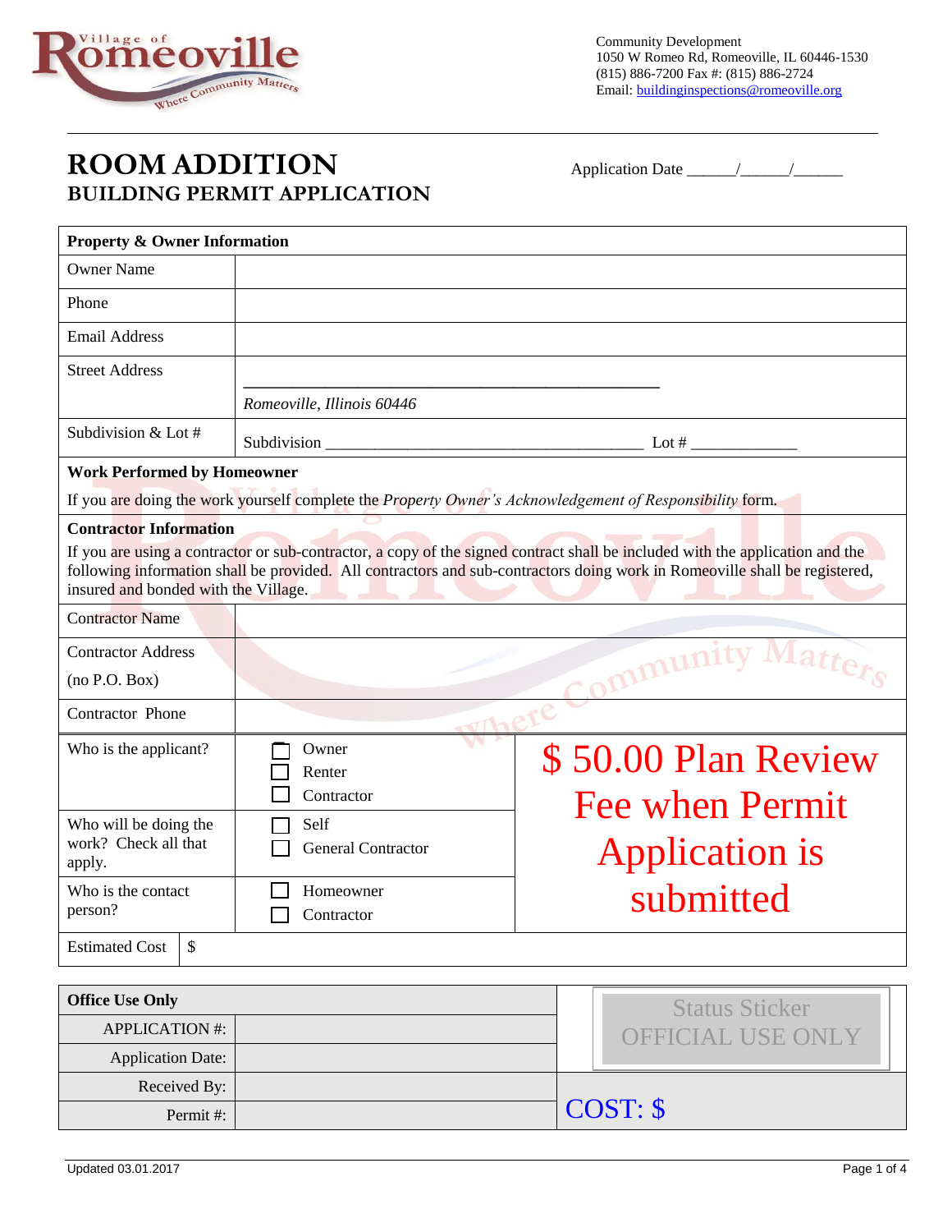Community Development
1050 W Romeo Rd, Romeoville, IL 60446-1530
(815) 886-7200 Fax #: (815) 886-2724
Email: buildinginspections@romeoville.org

# ROOM ADDITION
## BUILDING PERMIT APPLICATION

Application Date ______/______/______

| **Property & Owner Information** | |
|---|---|
| Owner Name | |
| Phone | |
| Email Address | |
| Street Address | ________________________________________________ *Romeoville, Illinois 60446* |
| Subdivision & Lot # | Subdivision ________________________________________ Lot # _____________ |

**Work Performed by Homeowner**

If you are doing the work yourself complete the *Property Owner's Acknowledgement of Responsibility* form.

**Contractor Information**

If you are using a contractor or sub-contractor, a copy of the signed contract shall be included with the application and the following information shall be provided. All contractors and sub-contractors doing work in Romeoville shall be registered, insured and bonded with the Village.

| | |
|---|---|
| Contractor Name | |
| Contractor Address (no P.O. Box) | |
| Contractor Phone | |
| Who is the applicant? | ☐ Owner ☐ Renter ☐ Contractor |
| Who will be doing the work? Check all that apply. | ☐ Self ☐ General Contractor |
| Who is the contact person? | ☐ Homeowner ☐ Contractor |
| Estimated Cost | $ |

**$ 50.00 Plan Review Fee when Permit Application is submitted**

| **Office Use Only** | |
|---|---|
| APPLICATION #: | |
| Application Date: | |
| Received By: | |
| Permit #: | |

Status Sticker
OFFICIAL USE ONLY

COST: $

Updated 03.01.2017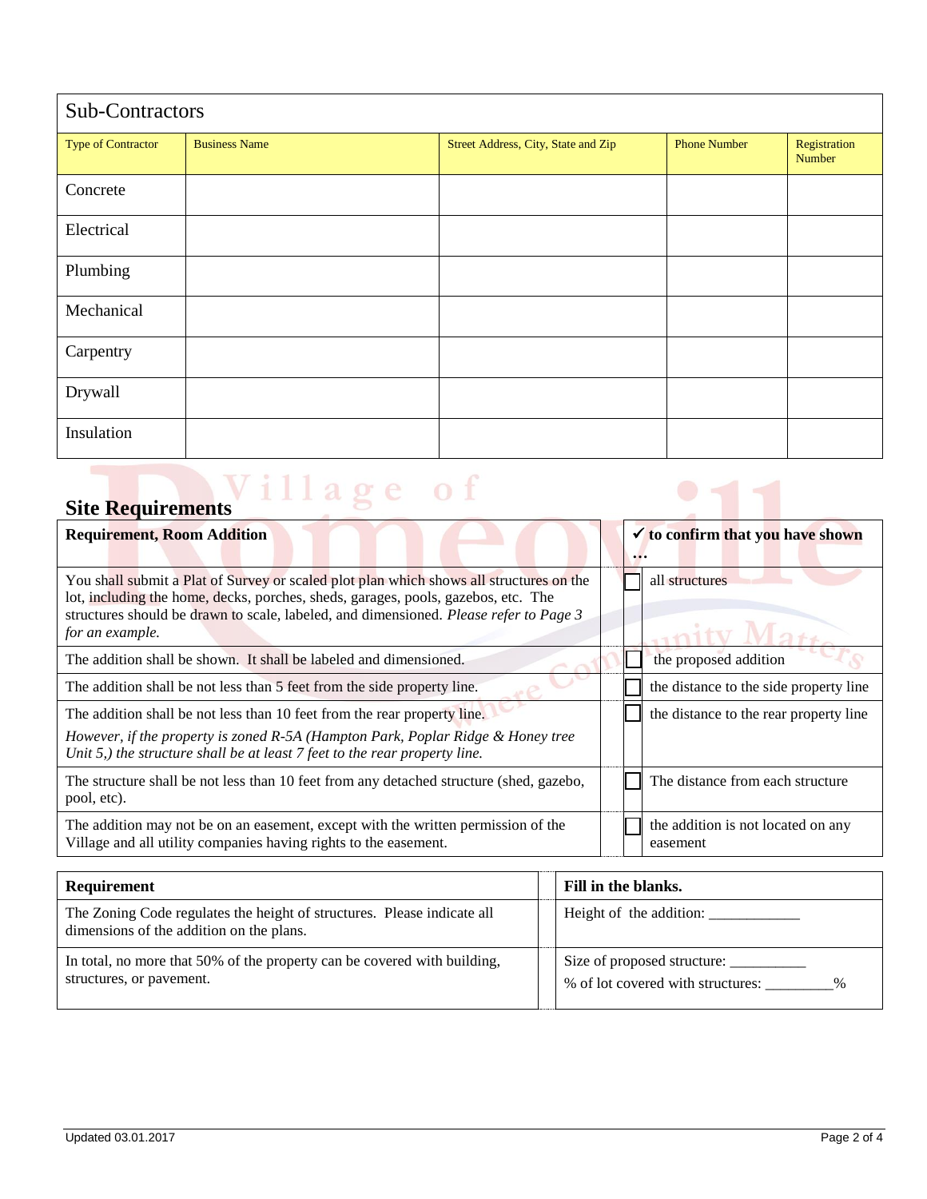## Sub-Contractors

| Type of Contractor | Business Name | Street Address, City, State and Zip | Phone Number | Registration Number |
|---|---|---|---|---|
| Concrete | | | | |
| Electrical | | | | |
| Plumbing | | | | |
| Mechanical | | | | |
| Carpentry | | | | |
| Drywall | | | | |
| Insulation | | | | |

## Site Requirements

| Requirement, Room Addition | | ✓ to confirm that you have shown … |
|---|---|---|
| You shall submit a Plat of Survey or scaled plot plan which shows all structures on the lot, including the home, decks, porches, sheds, garages, pools, gazebos, etc. The structures should be drawn to scale, labeled, and dimensioned. *Please refer to Page 3 for an example.* | ☐ | all structures |
| The addition shall be shown. It shall be labeled and dimensioned. | ☐ | the proposed addition |
| The addition shall be not less than 5 feet from the side property line. | ☐ | the distance to the side property line |
| The addition shall be not less than 10 feet from the rear property line. *However, if the property is zoned R-5A (Hampton Park, Poplar Ridge & Honey tree Unit 5,) the structure shall be at least 7 feet to the rear property line.* | ☐ | the distance to the rear property line |
| The structure shall be not less than 10 feet from any detached structure (shed, gazebo, pool, etc). | ☐ | The distance from each structure |
| The addition may not be on an easement, except with the written permission of the Village and all utility companies having rights to the easement. | ☐ | the addition is not located on any easement |

| Requirement | Fill in the blanks. |
|---|---|
| The Zoning Code regulates the height of structures. Please indicate all dimensions of the addition on the plans. | Height of the addition: ____________ |
| In total, no more that 50% of the property can be covered with building, structures, or pavement. | Size of proposed structure: __________<br>% of lot covered with structures: _________% |

Updated 03.01.2017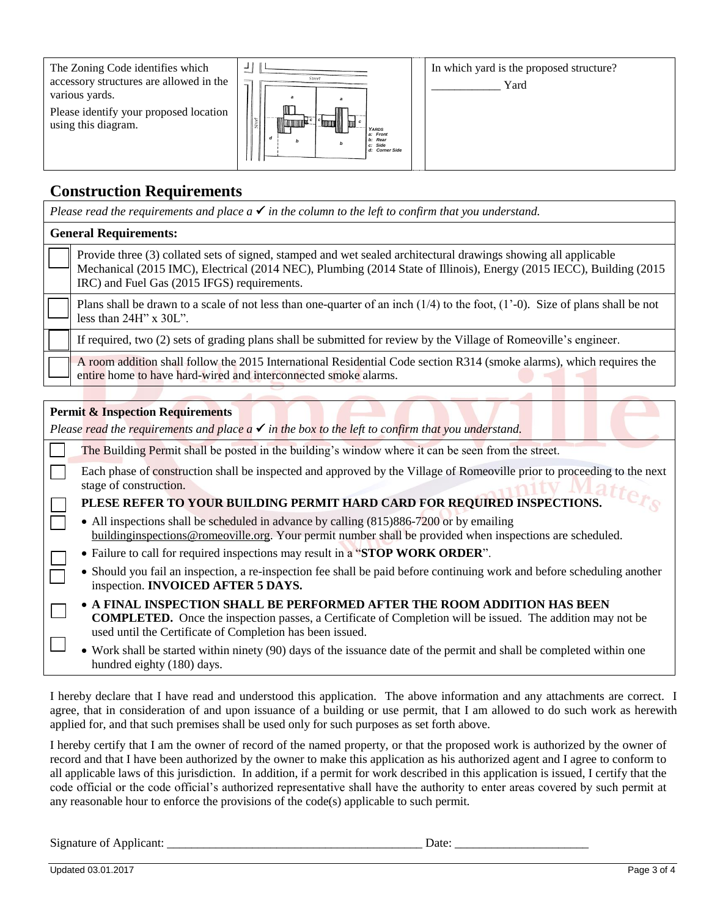| The Zoning Code identifies which accessory structures are allowed in the various yards. Please identify your proposed location using this diagram. | Street / Street — YARDS a: Front b: Rear c: Side d: Corner Side | In which yard is the proposed structure? ____________ Yard |
|---|---|---|

## Construction Requirements

*Please read the requirements and place a ✔ in the column to the left to confirm that you understand.*

**General Requirements:**

- ☐ Provide three (3) collated sets of signed, stamped and wet sealed architectural drawings showing all applicable Mechanical (2015 IMC), Electrical (2014 NEC), Plumbing (2014 State of Illinois), Energy (2015 IECC), Building (2015 IRC) and Fuel Gas (2015 IFGS) requirements.
- ☐ Plans shall be drawn to a scale of not less than one-quarter of an inch (1/4) to the foot, (1'-0). Size of plans shall be not less than 24H" x 30L".
- ☐ If required, two (2) sets of grading plans shall be submitted for review by the Village of Romeoville's engineer.
- ☐ A room addition shall follow the 2015 International Residential Code section R314 (smoke alarms), which requires the entire home to have hard-wired and interconnected smoke alarms.

**Permit & Inspection Requirements**

*Please read the requirements and place a ✔ in the box to the left to confirm that you understand.*

- ☐ The Building Permit shall be posted in the building's window where it can be seen from the street.
- ☐ Each phase of construction shall be inspected and approved by the Village of Romeoville prior to proceeding to the next stage of construction.
- ☐ **PLESE REFER TO YOUR BUILDING PERMIT HARD CARD FOR REQUIRED INSPECTIONS.**
- ☐ All inspections shall be scheduled in advance by calling (815)886-7200 or by emailing buildinginspections@romeoville.org. Your permit number shall be provided when inspections are scheduled.
- ☐ Failure to call for required inspections may result in a "**STOP WORK ORDER**".
- ☐ Should you fail an inspection, a re-inspection fee shall be paid before continuing work and before scheduling another inspection. **INVOICED AFTER 5 DAYS.**
- ☐ **A FINAL INSPECTION SHALL BE PERFORMED AFTER THE ROOM ADDITION HAS BEEN COMPLETED.** Once the inspection passes, a Certificate of Completion will be issued. The addition may not be used until the Certificate of Completion has been issued.
- ☐ Work shall be started within ninety (90) days of the issuance date of the permit and shall be completed within one hundred eighty (180) days.

I hereby declare that I have read and understood this application. The above information and any attachments are correct. I agree, that in consideration of and upon issuance of a building or use permit, that I am allowed to do such work as herewith applied for, and that such premises shall be used only for such purposes as set forth above.

I hereby certify that I am the owner of record of the named property, or that the proposed work is authorized by the owner of record and that I have been authorized by the owner to make this application as his authorized agent and I agree to conform to all applicable laws of this jurisdiction. In addition, if a permit for work described in this application is issued, I certify that the code official or the code official's authorized representative shall have the authority to enter areas covered by such permit at any reasonable hour to enforce the provisions of the code(s) applicable to such permit.

Signature of Applicant: ________________________________________ Date: ____________________

Updated 03.01.2017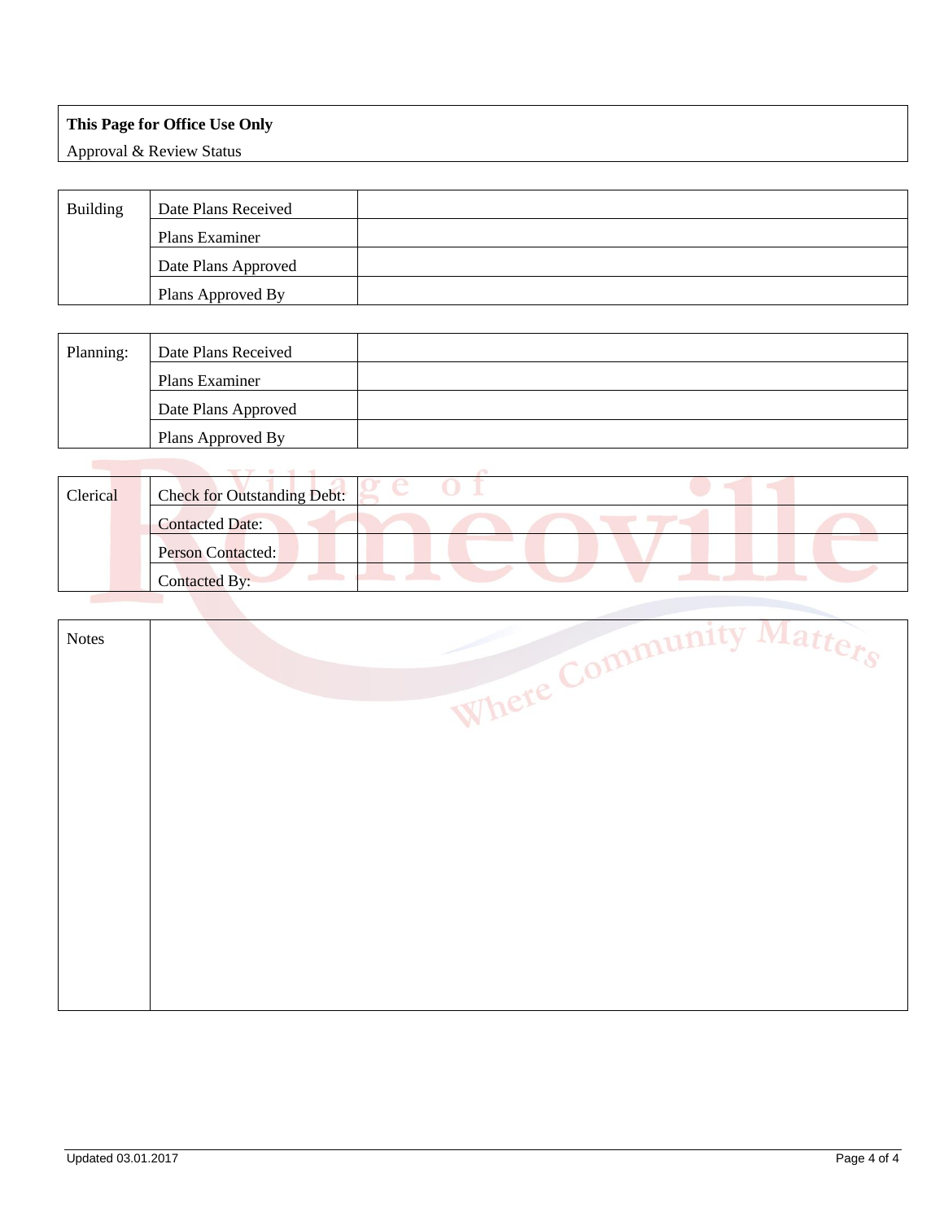**This Page for Office Use Only**

Approval & Review Status

| | | |
|---|---|---|
| Building | Date Plans Received | |
| | Plans Examiner | |
| | Date Plans Approved | |
| | Plans Approved By | |

| | | |
|---|---|---|
| Planning: | Date Plans Received | |
| | Plans Examiner | |
| | Date Plans Approved | |
| | Plans Approved By | |

| | | |
|---|---|---|
| Clerical | Check for Outstanding Debt: | |
| | Contacted Date: | |
| | Person Contacted: | |
| | Contacted By: | |

| | |
|---|---|
| Notes | |

Updated 03.01.2017